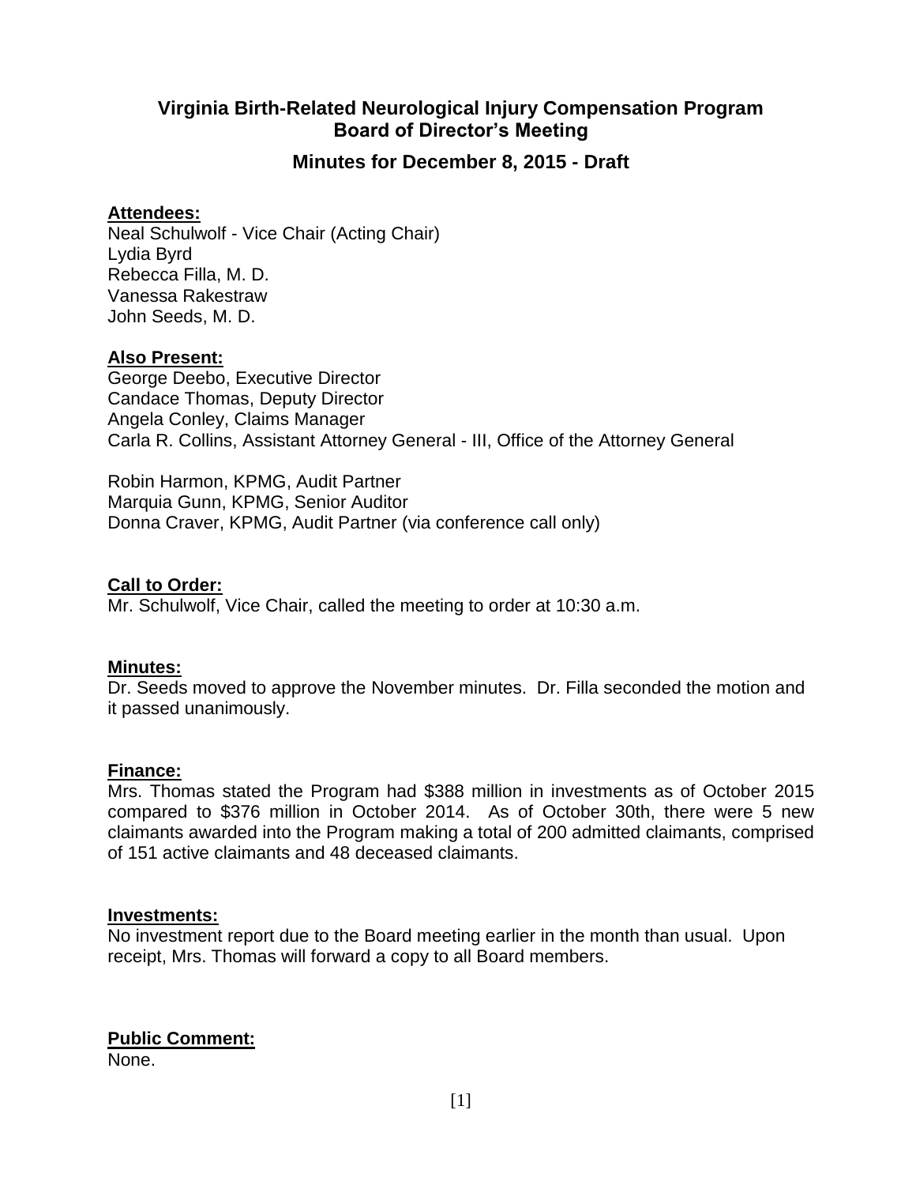# Virginia Birth-Related Neurological Injury Compensation Program
## Board of Director's Meeting

### Minutes for December 8, 2015 - Draft

**Attendees:**

Neal Schulwolf - Vice Chair (Acting Chair)
Lydia Byrd
Rebecca Filla, M. D.
Vanessa Rakestraw
John Seeds, M. D.

**Also Present:**

George Deebo, Executive Director
Candace Thomas, Deputy Director
Angela Conley, Claims Manager
Carla R. Collins, Assistant Attorney General - III, Office of the Attorney General

Robin Harmon, KPMG, Audit Partner
Marquia Gunn, KPMG, Senior Auditor
Donna Craver, KPMG, Audit Partner (via conference call only)

**Call to Order:**

Mr. Schulwolf, Vice Chair, called the meeting to order at 10:30 a.m.

**Minutes:**

Dr. Seeds moved to approve the November minutes. Dr. Filla seconded the motion and it passed unanimously.

**Finance:**

Mrs. Thomas stated the Program had $388 million in investments as of October 2015 compared to $376 million in October 2014. As of October 30th, there were 5 new claimants awarded into the Program making a total of 200 admitted claimants, comprised of 151 active claimants and 48 deceased claimants.

**Investments:**

No investment report due to the Board meeting earlier in the month than usual. Upon receipt, Mrs. Thomas will forward a copy to all Board members.

**Public Comment:**

None.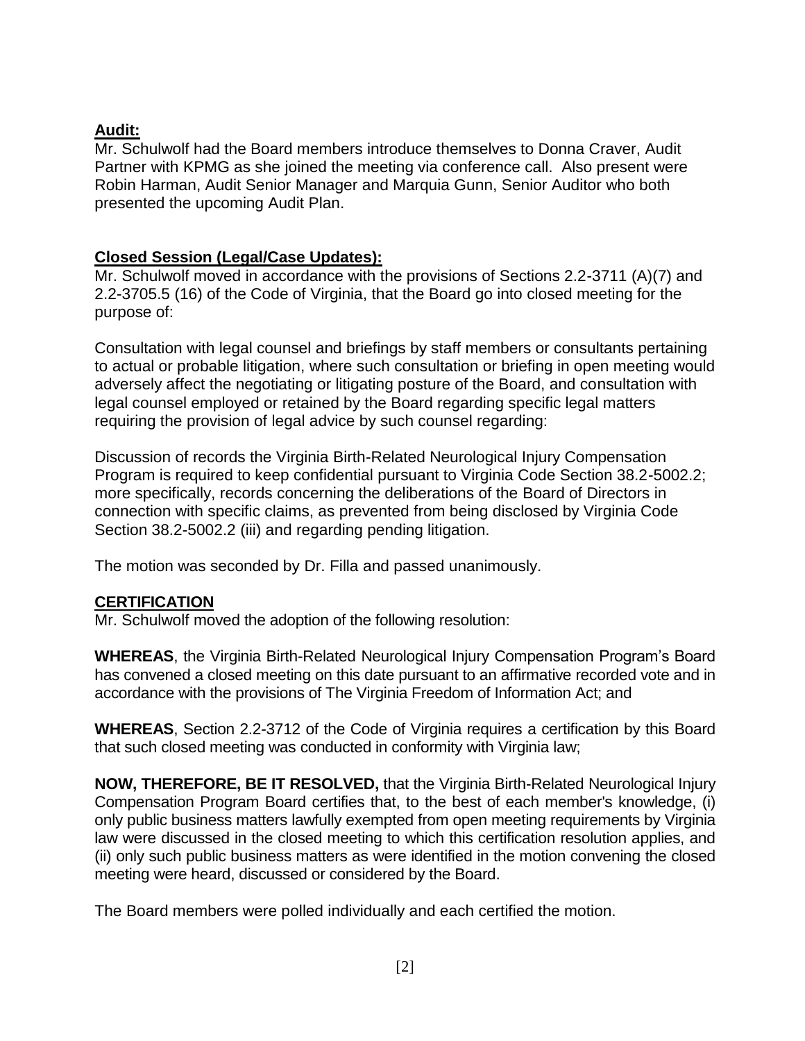**Audit:**

Mr. Schulwolf had the Board members introduce themselves to Donna Craver, Audit Partner with KPMG as she joined the meeting via conference call. Also present were Robin Harman, Audit Senior Manager and Marquia Gunn, Senior Auditor who both presented the upcoming Audit Plan.

**Closed Session (Legal/Case Updates):**

Mr. Schulwolf moved in accordance with the provisions of Sections 2.2-3711 (A)(7) and 2.2-3705.5 (16) of the Code of Virginia, that the Board go into closed meeting for the purpose of:

Consultation with legal counsel and briefings by staff members or consultants pertaining to actual or probable litigation, where such consultation or briefing in open meeting would adversely affect the negotiating or litigating posture of the Board, and consultation with legal counsel employed or retained by the Board regarding specific legal matters requiring the provision of legal advice by such counsel regarding:

Discussion of records the Virginia Birth-Related Neurological Injury Compensation Program is required to keep confidential pursuant to Virginia Code Section 38.2-5002.2; more specifically, records concerning the deliberations of the Board of Directors in connection with specific claims, as prevented from being disclosed by Virginia Code Section 38.2-5002.2 (iii) and regarding pending litigation.

The motion was seconded by Dr. Filla and passed unanimously.

**CERTIFICATION**

Mr. Schulwolf moved the adoption of the following resolution:

**WHEREAS**, the Virginia Birth-Related Neurological Injury Compensation Program's Board has convened a closed meeting on this date pursuant to an affirmative recorded vote and in accordance with the provisions of The Virginia Freedom of Information Act; and

**WHEREAS**, Section 2.2-3712 of the Code of Virginia requires a certification by this Board that such closed meeting was conducted in conformity with Virginia law;

**NOW, THEREFORE, BE IT RESOLVED,** that the Virginia Birth-Related Neurological Injury Compensation Program Board certifies that, to the best of each member's knowledge, (i) only public business matters lawfully exempted from open meeting requirements by Virginia law were discussed in the closed meeting to which this certification resolution applies, and (ii) only such public business matters as were identified in the motion convening the closed meeting were heard, discussed or considered by the Board.

The Board members were polled individually and each certified the motion.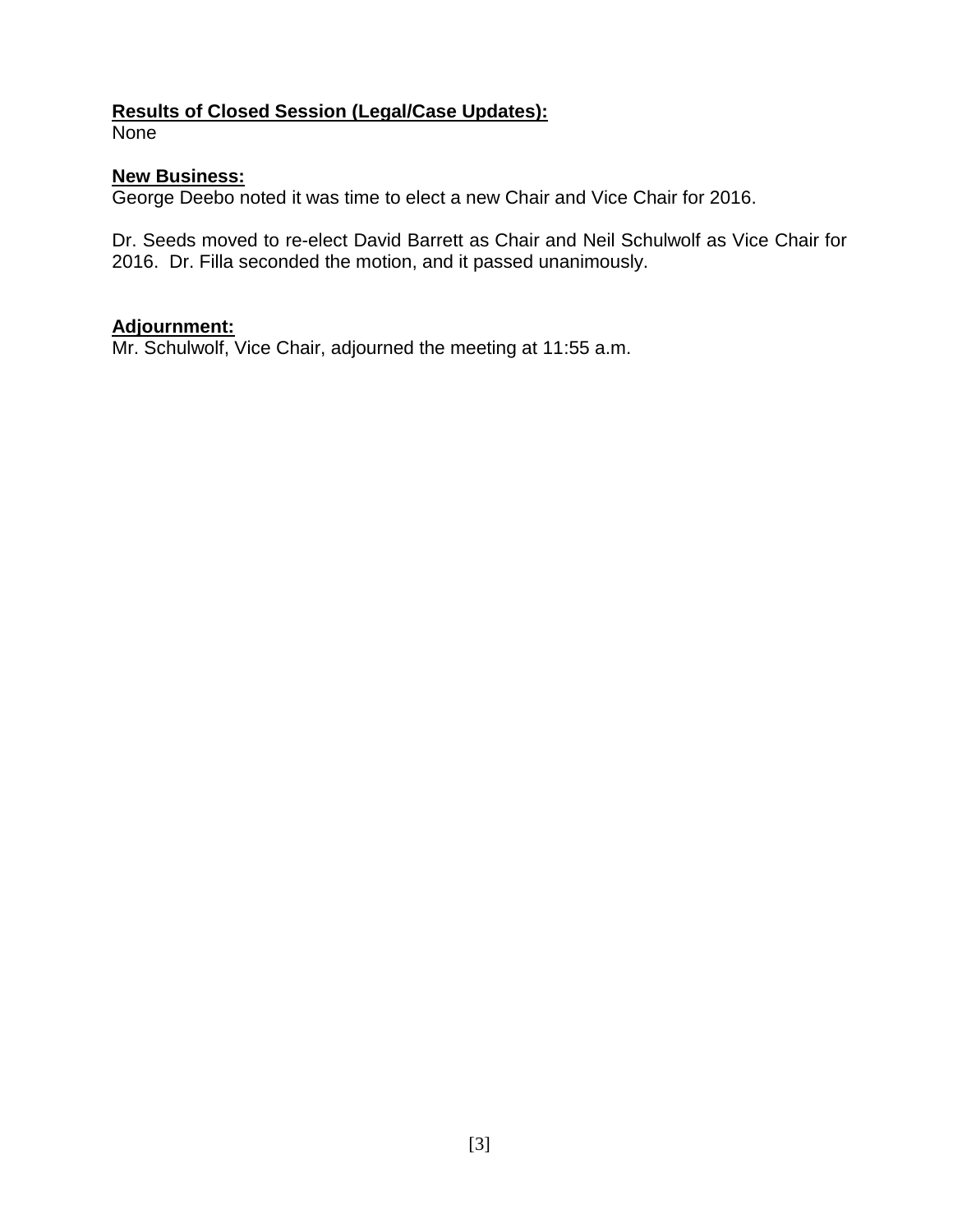**Results of Closed Session (Legal/Case Updates):**
None

**New Business:**
George Deebo noted it was time to elect a new Chair and Vice Chair for 2016.

Dr. Seeds moved to re-elect David Barrett as Chair and Neil Schulwolf as Vice Chair for 2016. Dr. Filla seconded the motion, and it passed unanimously.

**Adjournment:**
Mr. Schulwolf, Vice Chair, adjourned the meeting at 11:55 a.m.